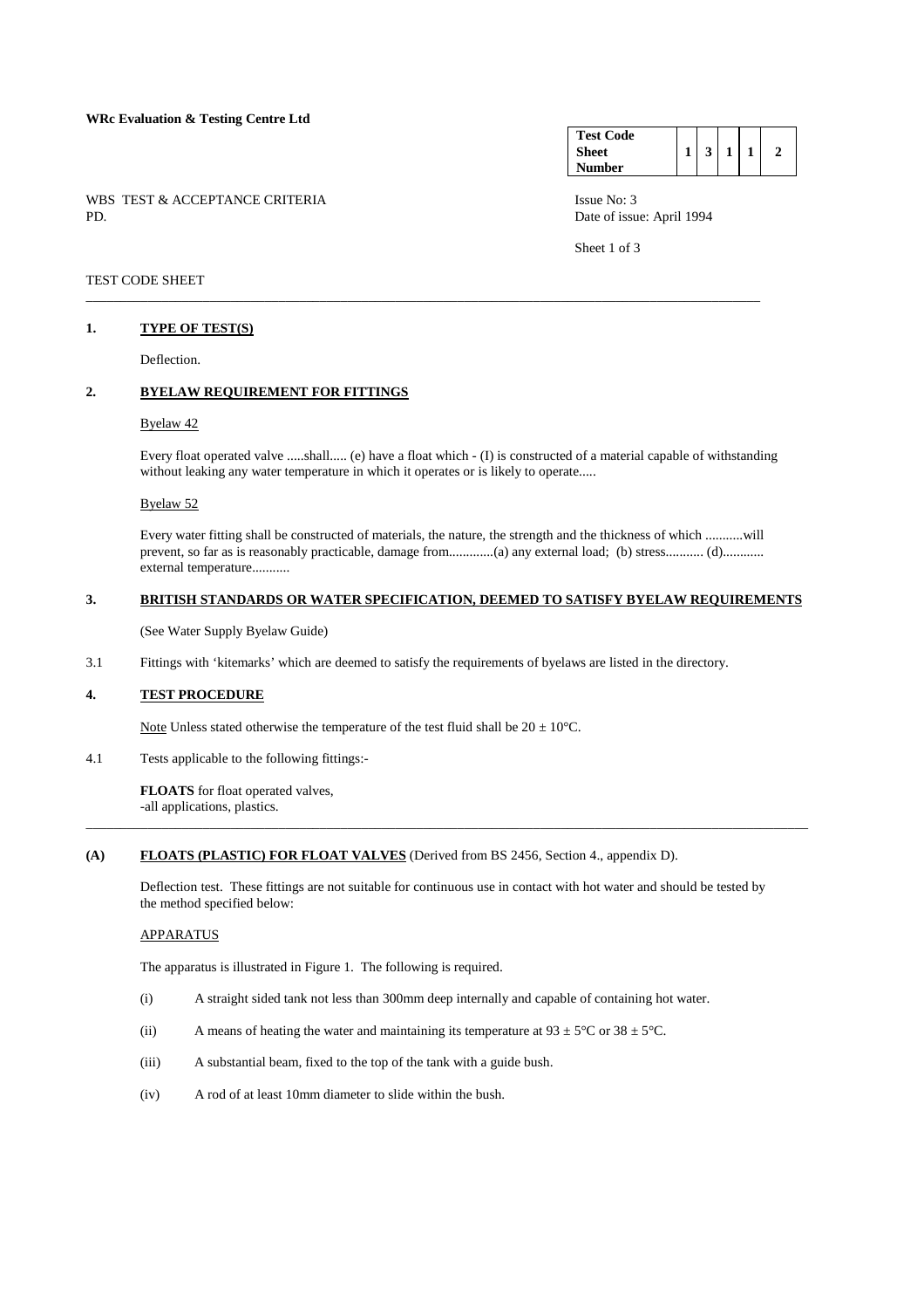**WRc Evaluation & Testing Centre Ltd**

| Test Code Sheet Number | 1 | 3 | 1 | 1 | 2 |
|---|---|---|---|---|---|

WBS TEST & ACCEPTANCE CRITERIA
PD.

Issue No: 3
Date of issue: April 1994

TEST CODE SHEET

---

## 1. TYPE OF TEST(S)

Deflection.

## 2. BYELAW REQUIREMENT FOR FITTINGS

Byelaw 42

Every float operated valve .....shall..... (e) have a float which - (I) is constructed of a material capable of withstanding without leaking any water temperature in which it operates or is likely to operate.....

Byelaw 52

Every water fitting shall be constructed of materials, the nature, the strength and the thickness of which ...........will prevent, so far as is reasonably practicable, damage from.............(a) any external load; (b) stress........... (d)............ external temperature...........

## 3. BRITISH STANDARDS OR WATER SPECIFICATION, DEEMED TO SATISFY BYELAW REQUIREMENTS

(See Water Supply Byelaw Guide)

3.1 Fittings with 'kitemarks' which are deemed to satisfy the requirements of byelaws are listed in the directory.

## 4. TEST PROCEDURE

Note Unless stated otherwise the temperature of the test fluid shall be 20 ± 10°C.

4.1 Tests applicable to the following fittings:-

**FLOATS** for float operated valves,
-all applications, plastics.

---

## (A) FLOATS (PLASTIC) FOR FLOAT VALVES (Derived from BS 2456, Section 4., appendix D).

Deflection test. These fittings are not suitable for continuous use in contact with hot water and should be tested by the method specified below:

APPARATUS

The apparatus is illustrated in Figure 1. The following is required.

(i) A straight sided tank not less than 300mm deep internally and capable of containing hot water.

(ii) A means of heating the water and maintaining its temperature at 93 ± 5°C or 38 ± 5°C.

(iii) A substantial beam, fixed to the top of the tank with a guide bush.

(iv) A rod of at least 10mm diameter to slide within the bush.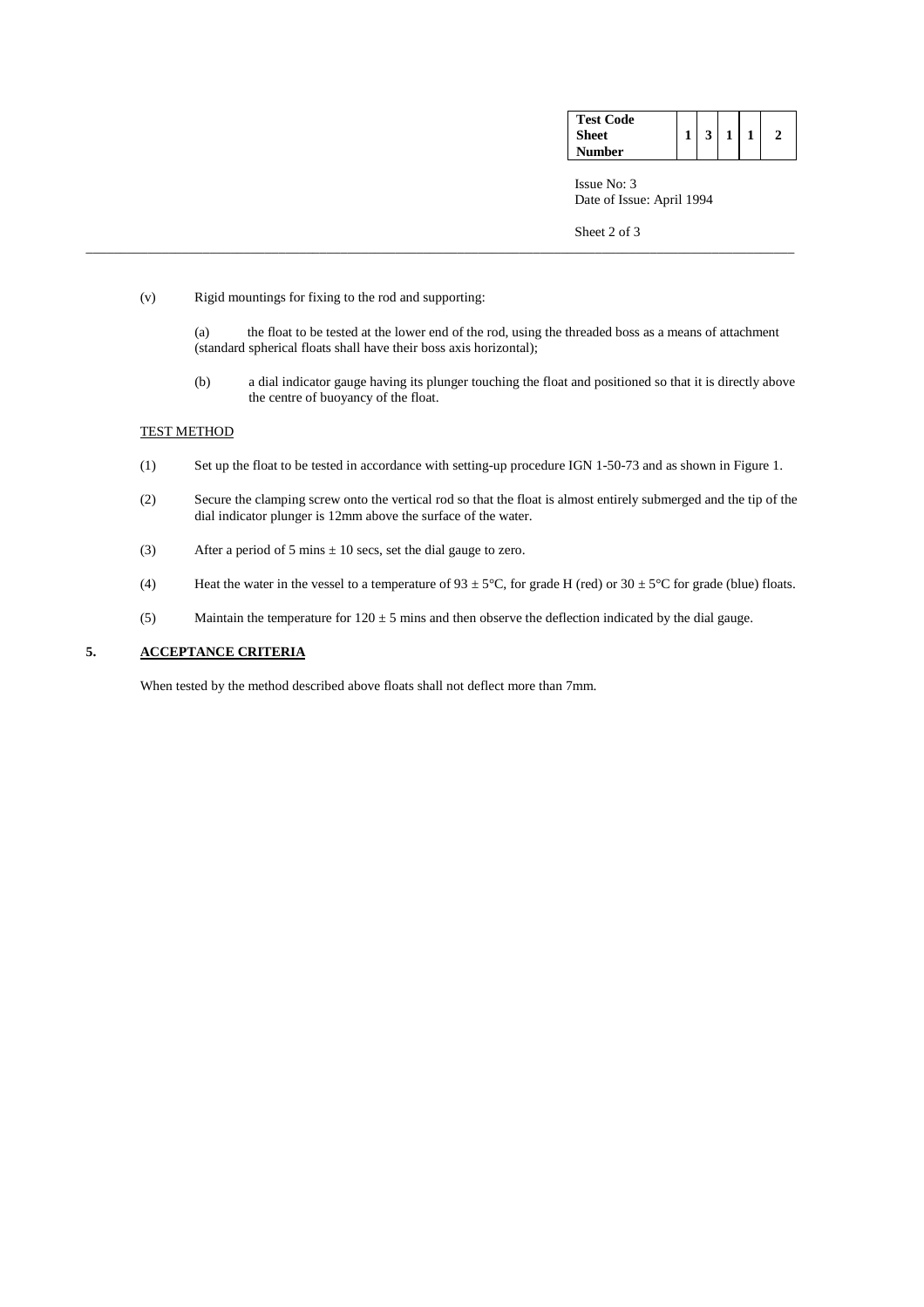(v) Rigid mountings for fixing to the rod and supporting:

(a) the float to be tested at the lower end of the rod, using the threaded boss as a means of attachment (standard spherical floats shall have their boss axis horizontal);

(b) a dial indicator gauge having its plunger touching the float and positioned so that it is directly above the centre of buoyancy of the float.

TEST METHOD

(1) Set up the float to be tested in accordance with setting-up procedure IGN 1-50-73 and as shown in Figure 1.

(2) Secure the clamping screw onto the vertical rod so that the float is almost entirely submerged and the tip of the dial indicator plunger is 12mm above the surface of the water.

(3) After a period of 5 mins ± 10 secs, set the dial gauge to zero.

(4) Heat the water in the vessel to a temperature of 93 ± 5°C, for grade H (red) or 30 ± 5°C for grade (blue) floats.

(5) Maintain the temperature for 120 ± 5 mins and then observe the deflection indicated by the dial gauge.

## 5. ACCEPTANCE CRITERIA

When tested by the method described above floats shall not deflect more than 7mm.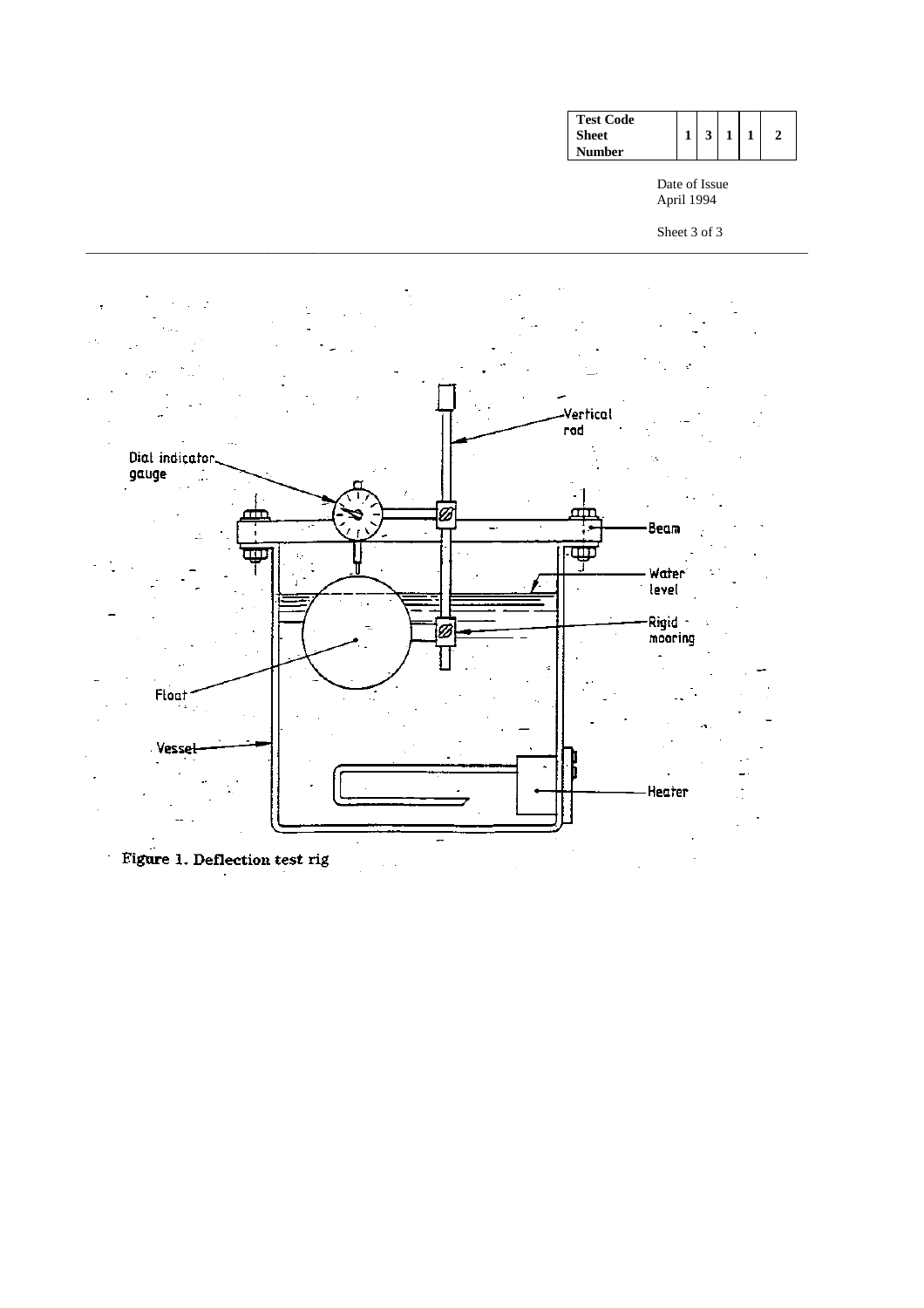| Test Code Sheet Number | 1 | 3 | 1 | 1 | 2 |
| --- | --- | --- | --- | --- | --- |

Date of Issue
April 1994

Vertical rod

Dial indicator gauge

Beam

Water level

Rigid mooring

Float

Vessel

Heater

Figure 1. Deflection test rig